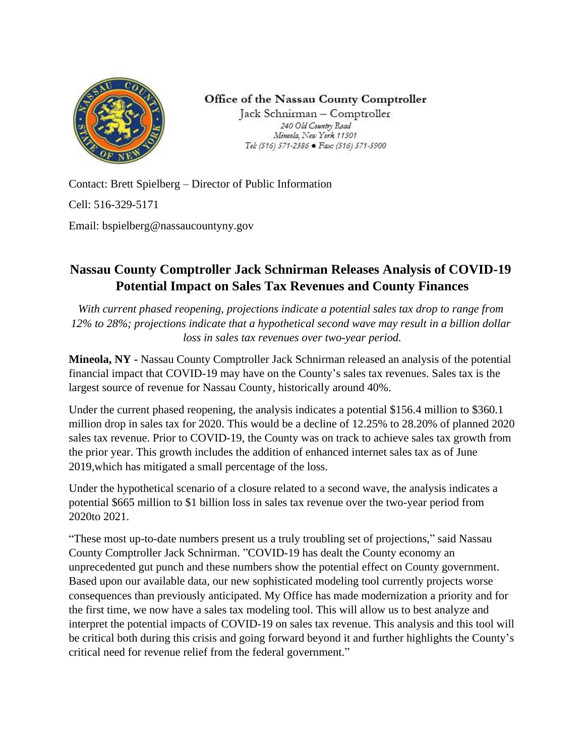**Office of the Nassau County Comptroller**
Jack Schnirman – Comptroller
*240 Old Country Road*
*Mineola, New York 11501*
*Tel: (516) 571-2386 ● Fax: (516) 571-5900*

Contact: Brett Spielberg – Director of Public Information

Cell: 516-329-5171

Email: bspielberg@nassaucountyny.gov

## Nassau County Comptroller Jack Schnirman Releases Analysis of COVID-19 Potential Impact on Sales Tax Revenues and County Finances

*With current phased reopening, projections indicate a potential sales tax drop to range from 12% to 28%; projections indicate that a hypothetical second wave may result in a billion dollar loss in sales tax revenues over two-year period.*

**Mineola, NY -** Nassau County Comptroller Jack Schnirman released an analysis of the potential financial impact that COVID-19 may have on the County's sales tax revenues. Sales tax is the largest source of revenue for Nassau County, historically around 40%.

Under the current phased reopening, the analysis indicates a potential $156.4 million to $360.1 million drop in sales tax for 2020. This would be a decline of 12.25% to 28.20% of planned 2020 sales tax revenue. Prior to COVID-19, the County was on track to achieve sales tax growth from the prior year. This growth includes the addition of enhanced internet sales tax as of June 2019,which has mitigated a small percentage of the loss.

Under the hypothetical scenario of a closure related to a second wave, the analysis indicates a potential $665 million to $1 billion loss in sales tax revenue over the two-year period from 2020to 2021.

"These most up-to-date numbers present us a truly troubling set of projections," said Nassau County Comptroller Jack Schnirman. "COVID-19 has dealt the County economy an unprecedented gut punch and these numbers show the potential effect on County government. Based upon our available data, our new sophisticated modeling tool currently projects worse consequences than previously anticipated. My Office has made modernization a priority and for the first time, we now have a sales tax modeling tool. This will allow us to best analyze and interpret the potential impacts of COVID-19 on sales tax revenue. This analysis and this tool will be critical both during this crisis and going forward beyond it and further highlights the County's critical need for revenue relief from the federal government."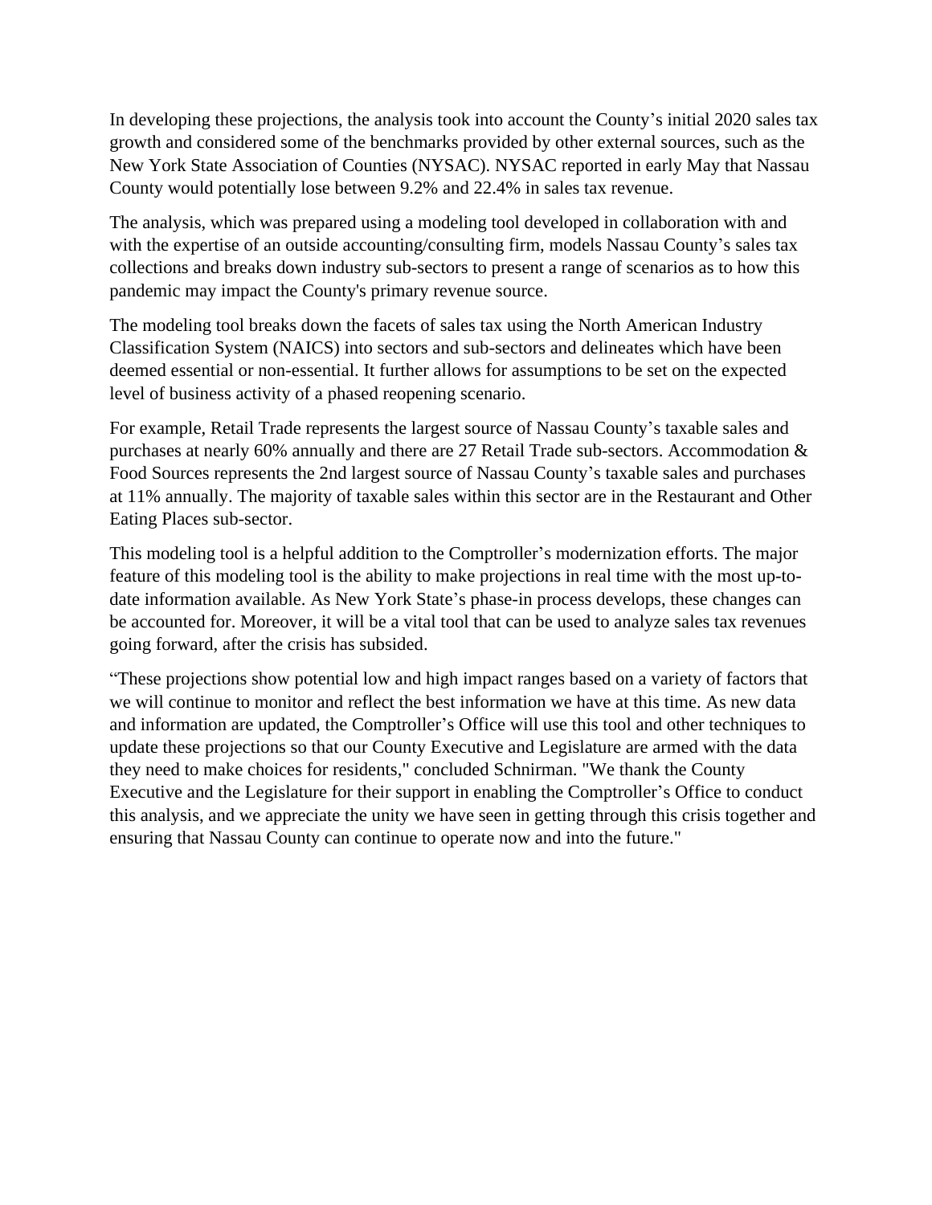In developing these projections, the analysis took into account the County's initial 2020 sales tax growth and considered some of the benchmarks provided by other external sources, such as the New York State Association of Counties (NYSAC). NYSAC reported in early May that Nassau County would potentially lose between 9.2% and 22.4% in sales tax revenue.

The analysis, which was prepared using a modeling tool developed in collaboration with and with the expertise of an outside accounting/consulting firm, models Nassau County's sales tax collections and breaks down industry sub-sectors to present a range of scenarios as to how this pandemic may impact the County's primary revenue source.

The modeling tool breaks down the facets of sales tax using the North American Industry Classification System (NAICS) into sectors and sub-sectors and delineates which have been deemed essential or non-essential. It further allows for assumptions to be set on the expected level of business activity of a phased reopening scenario.

For example, Retail Trade represents the largest source of Nassau County's taxable sales and purchases at nearly 60% annually and there are 27 Retail Trade sub-sectors. Accommodation & Food Sources represents the 2nd largest source of Nassau County's taxable sales and purchases at 11% annually. The majority of taxable sales within this sector are in the Restaurant and Other Eating Places sub-sector.

This modeling tool is a helpful addition to the Comptroller's modernization efforts. The major feature of this modeling tool is the ability to make projections in real time with the most up-to-date information available. As New York State's phase-in process develops, these changes can be accounted for. Moreover, it will be a vital tool that can be used to analyze sales tax revenues going forward, after the crisis has subsided.

"These projections show potential low and high impact ranges based on a variety of factors that we will continue to monitor and reflect the best information we have at this time. As new data and information are updated, the Comptroller's Office will use this tool and other techniques to update these projections so that our County Executive and Legislature are armed with the data they need to make choices for residents," concluded Schnirman. "We thank the County Executive and the Legislature for their support in enabling the Comptroller's Office to conduct this analysis, and we appreciate the unity we have seen in getting through this crisis together and ensuring that Nassau County can continue to operate now and into the future."